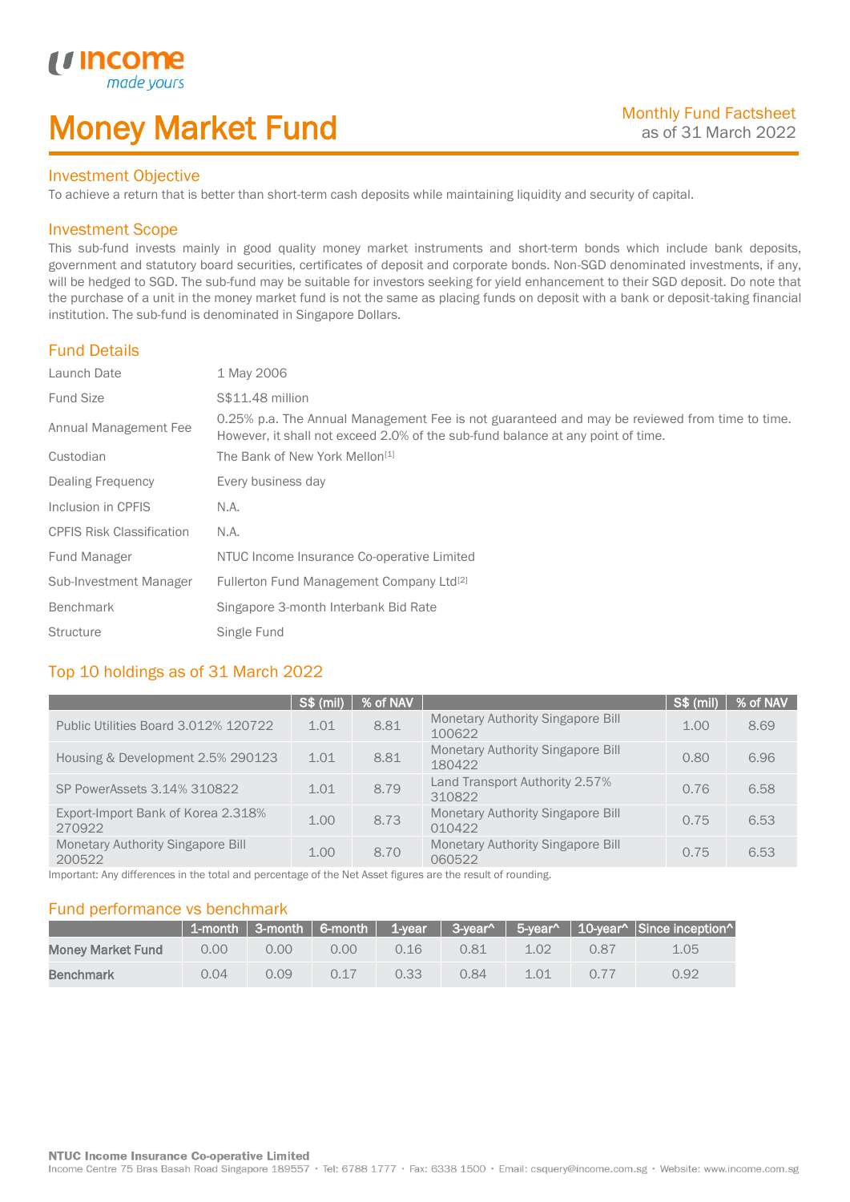# Money Market Fund

Monthly Fund Factsheet
as of 31 March 2022

## Investment Objective

To achieve a return that is better than short-term cash deposits while maintaining liquidity and security of capital.

## Investment Scope

This sub-fund invests mainly in good quality money market instruments and short-term bonds which include bank deposits, government and statutory board securities, certificates of deposit and corporate bonds. Non-SGD denominated investments, if any, will be hedged to SGD. The sub-fund may be suitable for investors seeking for yield enhancement to their SGD deposit. Do note that the purchase of a unit in the money market fund is not the same as placing funds on deposit with a bank or deposit-taking financial institution. The sub-fund is denominated in Singapore Dollars.

## Fund Details

| | |
|---|---|
| Launch Date | 1 May 2006 |
| Fund Size | S$11.48 million |
| Annual Management Fee | 0.25% p.a. The Annual Management Fee is not guaranteed and may be reviewed from time to time. However, it shall not exceed 2.0% of the sub-fund balance at any point of time. |
| Custodian | The Bank of New York Mellon[1] |
| Dealing Frequency | Every business day |
| Inclusion in CPFIS | N.A. |
| CPFIS Risk Classification | N.A. |
| Fund Manager | NTUC Income Insurance Co-operative Limited |
| Sub-Investment Manager | Fullerton Fund Management Company Ltd[2] |
| Benchmark | Singapore 3-month Interbank Bid Rate |
| Structure | Single Fund |

## Top 10 holdings as of 31 March 2022

| | S$ (mil) | % of NAV | | S$ (mil) | % of NAV |
|---|---|---|---|---|---|
| Public Utilities Board 3.012% 120722 | 1.01 | 8.81 | Monetary Authority Singapore Bill 100622 | 1.00 | 8.69 |
| Housing & Development 2.5% 290123 | 1.01 | 8.81 | Monetary Authority Singapore Bill 180422 | 0.80 | 6.96 |
| SP PowerAssets 3.14% 310822 | 1.01 | 8.79 | Land Transport Authority 2.57% 310822 | 0.76 | 6.58 |
| Export-Import Bank of Korea 2.318% 270922 | 1.00 | 8.73 | Monetary Authority Singapore Bill 010422 | 0.75 | 6.53 |
| Monetary Authority Singapore Bill 200522 | 1.00 | 8.70 | Monetary Authority Singapore Bill 060522 | 0.75 | 6.53 |

Important: Any differences in the total and percentage of the Net Asset figures are the result of rounding.

## Fund performance vs benchmark

| | 1-month | 3-month | 6-month | 1-year | 3-year^ | 5-year^ | 10-year^ | Since inception^ |
|---|---|---|---|---|---|---|---|---|
| **Money Market Fund** | 0.00 | 0.00 | 0.00 | 0.16 | 0.81 | 1.02 | 0.87 | 1.05 |
| **Benchmark** | 0.04 | 0.09 | 0.17 | 0.33 | 0.84 | 1.01 | 0.77 | 0.92 |

**NTUC Income Insurance Co-operative Limited**
Income Centre 75 Bras Basah Road Singapore 189557 • Tel: 6788 1777 • Fax: 6338 1500 • Email: csquery@income.com.sg • Website: www.income.com.sg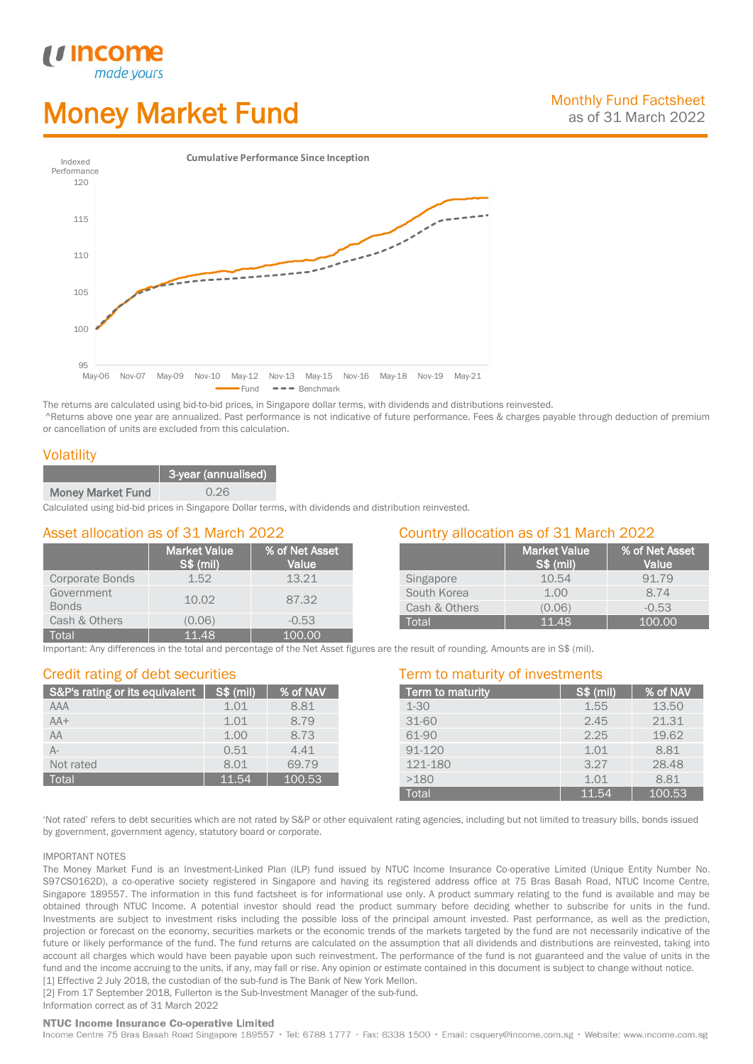# Money Market Fund

Monthly Fund Factsheet
as of 31 March 2022

Cumulative Performance Since Inception

Indexed Performance

120
115
110
105
100
95

May-06 Nov-07 May-09 Nov-10 May-12 Nov-13 May-15 Nov-16 May-18 Nov-19 May-21

Fund Benchmark

The returns are calculated using bid-to-bid prices, in Singapore dollar terms, with dividends and distributions reinvested.
^Returns above one year are annualized. Past performance is not indicative of future performance. Fees & charges payable through deduction of premium or cancellation of units are excluded from this calculation.

## Volatility

| | 3-year (annualised) |
|---|---|
| Money Market Fund | 0.26 |

Calculated using bid-bid prices in Singapore Dollar terms, with dividends and distribution reinvested.

## Asset allocation as of 31 March 2022

| | Market Value S$ (mil) | % of Net Asset Value |
|---|---|---|
| Corporate Bonds | 1.52 | 13.21 |
| Government Bonds | 10.02 | 87.32 |
| Cash & Others | (0.06) | -0.53 |
| Total | 11.48 | 100.00 |

## Country allocation as of 31 March 2022

| | Market Value S$ (mil) | % of Net Asset Value |
|---|---|---|
| Singapore | 10.54 | 91.79 |
| South Korea | 1.00 | 8.74 |
| Cash & Others | (0.06) | -0.53 |
| Total | 11.48 | 100.00 |

Important: Any differences in the total and percentage of the Net Asset figures are the result of rounding. Amounts are in S$ (mil).

## Credit rating of debt securities

| S&P's rating or its equivalent | S$ (mil) | % of NAV |
|---|---|---|
| AAA | 1.01 | 8.81 |
| AA+ | 1.01 | 8.79 |
| AA | 1.00 | 8.73 |
| A- | 0.51 | 4.41 |
| Not rated | 8.01 | 69.79 |
| Total | 11.54 | 100.53 |

## Term to maturity of investments

| Term to maturity | S$ (mil) | % of NAV |
|---|---|---|
| 1-30 | 1.55 | 13.50 |
| 31-60 | 2.45 | 21.31 |
| 61-90 | 2.25 | 19.62 |
| 91-120 | 1.01 | 8.81 |
| 121-180 | 3.27 | 28.48 |
| >180 | 1.01 | 8.81 |
| Total | 11.54 | 100.53 |

'Not rated' refers to debt securities which are not rated by S&P or other equivalent rating agencies, including but not limited to treasury bills, bonds issued by government, government agency, statutory board or corporate.

IMPORTANT NOTES

The Money Market Fund is an Investment-Linked Plan (ILP) fund issued by NTUC Income Insurance Co-operative Limited (Unique Entity Number No. S97CS0162D), a co-operative society registered in Singapore and having its registered address office at 75 Bras Basah Road, NTUC Income Centre, Singapore 189557. The information in this fund factsheet is for informational use only. A product summary relating to the fund is available and may be obtained through NTUC Income. A potential investor should read the product summary before deciding whether to subscribe for units in the fund. Investments are subject to investment risks including the possible loss of the principal amount invested. Past performance, as well as the prediction, projection or forecast on the economy, securities markets or the economic trends of the markets targeted by the fund are not necessarily indicative of the future or likely performance of the fund. The fund returns are calculated on the assumption that all dividends and distributions are reinvested, taking into account all charges which would have been payable upon such reinvestment. The performance of the fund is not guaranteed and the value of units in the fund and the income accruing to the units, if any, may fall or rise. Any opinion or estimate contained in this document is subject to change without notice.
[1] Effective 2 July 2018, the custodian of the sub-fund is The Bank of New York Mellon.
[2] From 17 September 2018, Fullerton is the Sub-Investment Manager of the sub-fund.
Information correct as of 31 March 2022

**NTUC Income Insurance Co-operative Limited**
Income Centre 75 Bras Basah Road Singapore 189557 · Tel: 6788 1777 · Fax: 6338 1500 · Email: csquery@income.com.sg · Website: www.income.com.sg